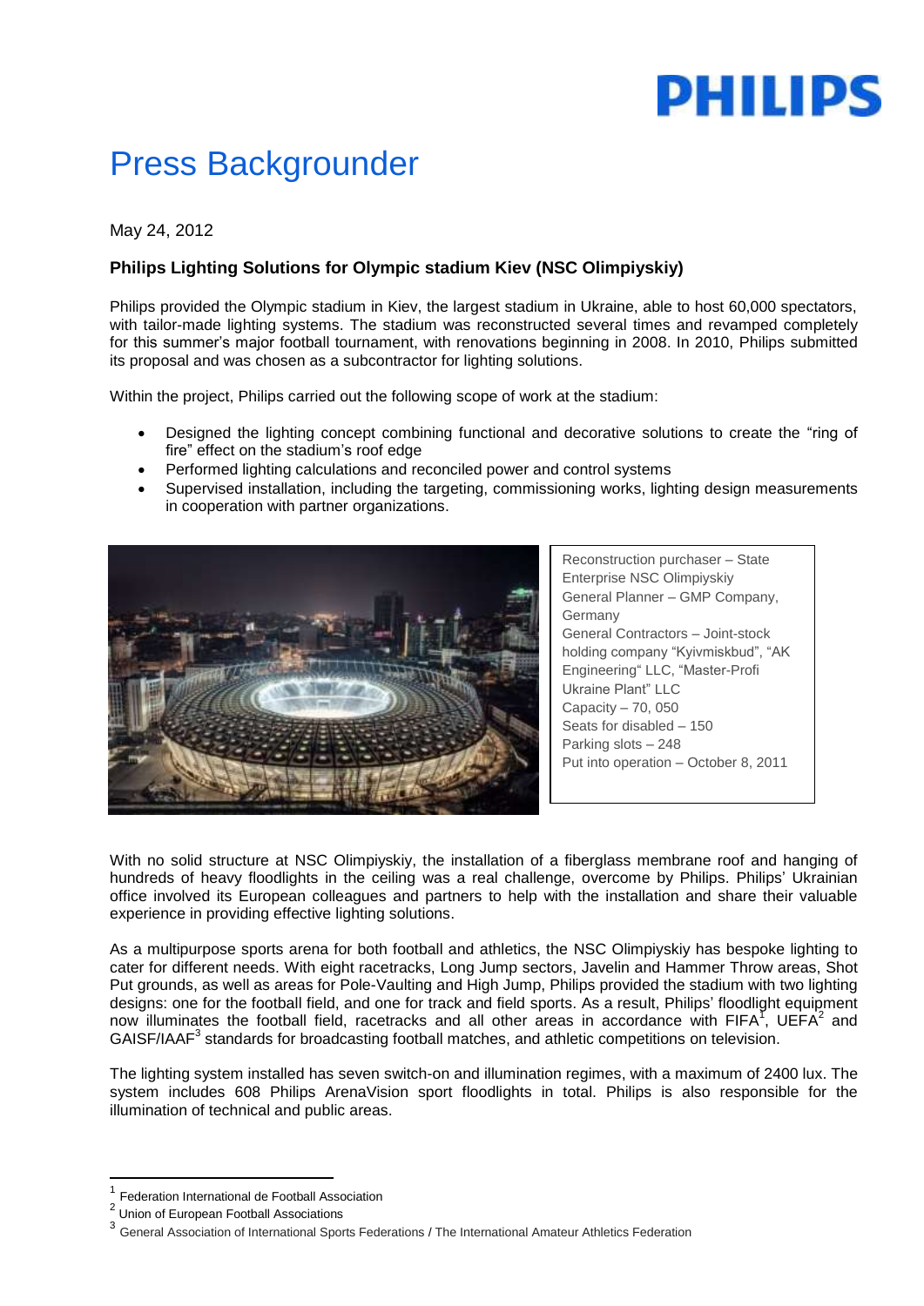PHILIPS

# Press Backgrounder

May 24, 2012

**Philips Lighting Solutions for Olympic stadium Kiev (NSC Olimpiyskiy)**

Philips provided the Olympic stadium in Kiev, the largest stadium in Ukraine, able to host 60,000 spectators, with tailor-made lighting systems. The stadium was reconstructed several times and revamped completely for this summer's major football tournament, with renovations beginning in 2008. In 2010, Philips submitted its proposal and was chosen as a subcontractor for lighting solutions.

Within the project, Philips carried out the following scope of work at the stadium:

- Designed the lighting concept combining functional and decorative solutions to create the "ring of fire" effect on the stadium's roof edge
- Performed lighting calculations and reconciled power and control systems
- Supervised installation, including the targeting, commissioning works, lighting design measurements in cooperation with partner organizations.

Reconstruction purchaser – State Enterprise NSC Olimpiyskiy
General Planner – GMP Company, Germany
General Contractors – Joint-stock holding company "Kyivmiskbud", "AK Engineering" LLC, "Master-Profi Ukraine Plant" LLC
Capacity – 70, 050
Seats for disabled – 150
Parking slots – 248
Put into operation – October 8, 2011

With no solid structure at NSC Olimpiyskiy, the installation of a fiberglass membrane roof and hanging of hundreds of heavy floodlights in the ceiling was a real challenge, overcome by Philips. Philips' Ukrainian office involved its European colleagues and partners to help with the installation and share their valuable experience in providing effective lighting solutions.

As a multipurpose sports arena for both football and athletics, the NSC Olimpiyskiy has bespoke lighting to cater for different needs. With eight racetracks, Long Jump sectors, Javelin and Hammer Throw areas, Shot Put grounds, as well as areas for Pole-Vaulting and High Jump, Philips provided the stadium with two lighting designs: one for the football field, and one for track and field sports. As a result, Philips' floodlight equipment now illuminates the football field, racetracks and all other areas in accordance with FIFA[1], UEFA[2] and GAISF/IAAF[3] standards for broadcasting football matches, and athletic competitions on television.

The lighting system installed has seven switch-on and illumination regimes, with a maximum of 2400 lux. The system includes 608 Philips ArenaVision sport floodlights in total. Philips is also responsible for the illumination of technical and public areas.

---

[1] Federation International de Football Association
[2] Union of European Football Associations
[3] General Association of International Sports Federations / The International Amateur Athletics Federation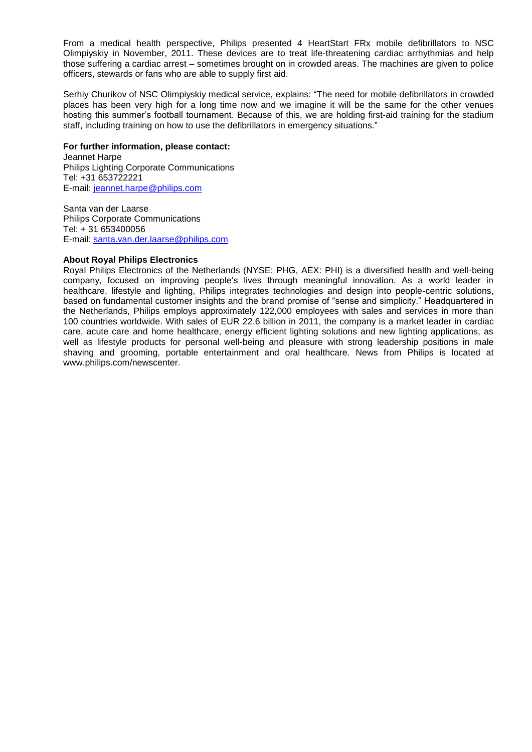From a medical health perspective, Philips presented 4 HeartStart FRx mobile defibrillators to NSC Olimpiyskiy in November, 2011. These devices are to treat life-threatening cardiac arrhythmias and help those suffering a cardiac arrest – sometimes brought on in crowded areas. The machines are given to police officers, stewards or fans who are able to supply first aid.

Serhiy Churikov of NSC Olimpiyskiy medical service, explains: "The need for mobile defibrillators in crowded places has been very high for a long time now and we imagine it will be the same for the other venues hosting this summer's football tournament. Because of this, we are holding first-aid training for the stadium staff, including training on how to use the defibrillators in emergency situations."

**For further information, please contact:**
Jeannet Harpe
Philips Lighting Corporate Communications
Tel: +31 653722221
E-mail: jeannet.harpe@philips.com

Santa van der Laarse
Philips Corporate Communications
Tel: + 31 653400056
E-mail: santa.van.der.laarse@philips.com

**About Royal Philips Electronics**
Royal Philips Electronics of the Netherlands (NYSE: PHG, AEX: PHI) is a diversified health and well-being company, focused on improving people's lives through meaningful innovation. As a world leader in healthcare, lifestyle and lighting, Philips integrates technologies and design into people-centric solutions, based on fundamental customer insights and the brand promise of "sense and simplicity." Headquartered in the Netherlands, Philips employs approximately 122,000 employees with sales and services in more than 100 countries worldwide. With sales of EUR 22.6 billion in 2011, the company is a market leader in cardiac care, acute care and home healthcare, energy efficient lighting solutions and new lighting applications, as well as lifestyle products for personal well-being and pleasure with strong leadership positions in male shaving and grooming, portable entertainment and oral healthcare. News from Philips is located at www.philips.com/newscenter.